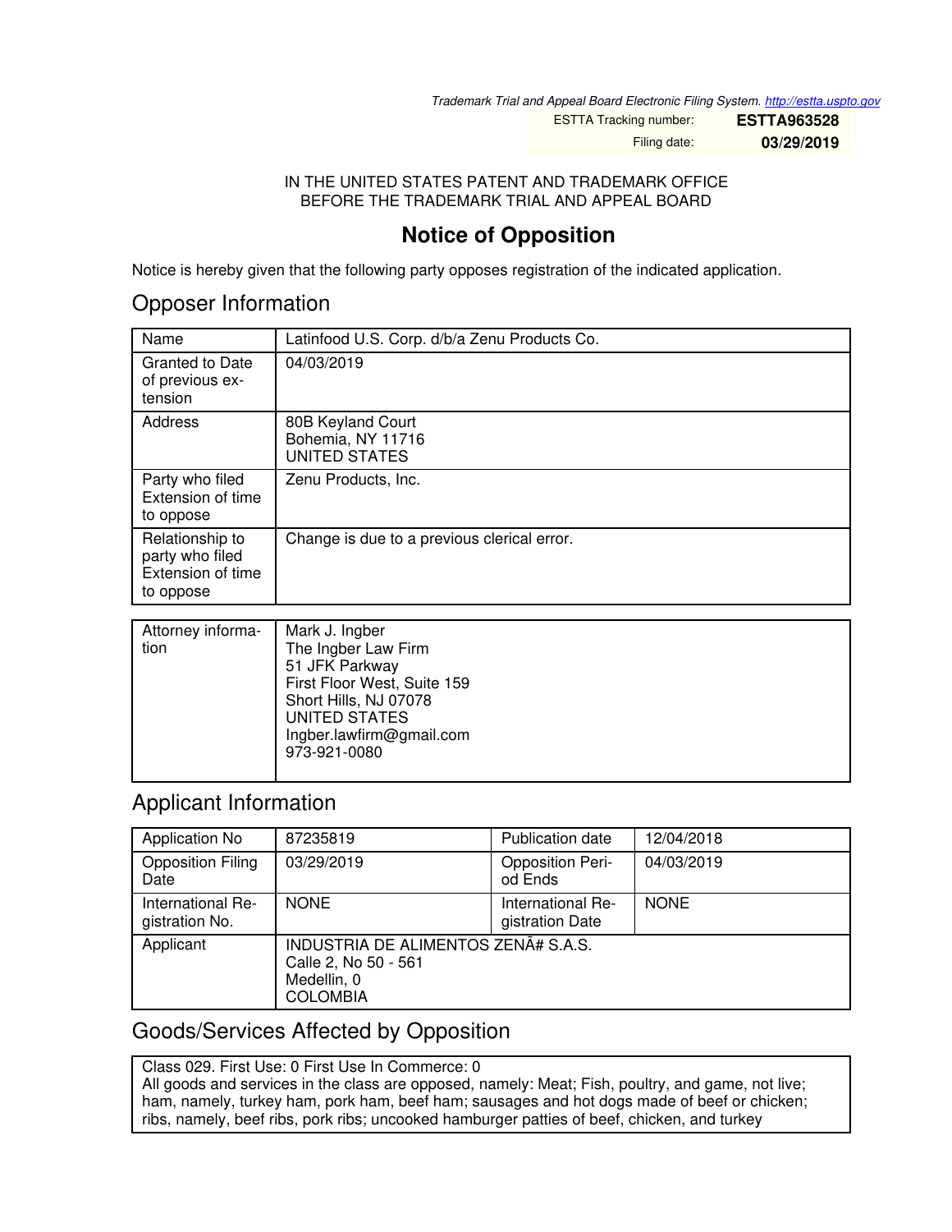*Trademark Trial and Appeal Board Electronic Filing System. http://estta.uspto.gov*

| ESTTA Tracking number: | **ESTTA963528** |
|---|---|
| Filing date: | **03/29/2019** |

IN THE UNITED STATES PATENT AND TRADEMARK OFFICE
BEFORE THE TRADEMARK TRIAL AND APPEAL BOARD

# Notice of Opposition

Notice is hereby given that the following party opposes registration of the indicated application.

## Opposer Information

| Name | Latinfood U.S. Corp. d/b/a Zenu Products Co. |
|---|---|
| Granted to Date of previous extension | 04/03/2019 |
| Address | 80B Keyland Court<br>Bohemia, NY 11716<br>UNITED STATES |
| Party who filed Extension of time to oppose | Zenu Products, Inc. |
| Relationship to party who filed Extension of time to oppose | Change is due to a previous clerical error. |

| Attorney information | Mark J. Ingber<br>The Ingber Law Firm<br>51 JFK Parkway<br>First Floor West, Suite 159<br>Short Hills, NJ 07078<br>UNITED STATES<br>Ingber.lawfirm@gmail.com<br>973-921-0080 |
|---|---|

## Applicant Information

| Application No | 87235819 | Publication date | 12/04/2018 |
|---|---|---|---|
| Opposition Filing Date | 03/29/2019 | Opposition Period Ends | 04/03/2019 |
| International Registration No. | NONE | International Registration Date | NONE |
| Applicant | INDUSTRIA DE ALIMENTOS ZENÃ# S.A.S.<br>Calle 2, No 50 - 561<br>Medellin, 0<br>COLOMBIA | | |

## Goods/Services Affected by Opposition

| Class 029. First Use: 0 First Use In Commerce: 0<br>All goods and services in the class are opposed, namely: Meat; Fish, poultry, and game, not live; ham, namely, turkey ham, pork ham, beef ham; sausages and hot dogs made of beef or chicken; ribs, namely, beef ribs, pork ribs; uncooked hamburger patties of beef, chicken, and turkey |
|---|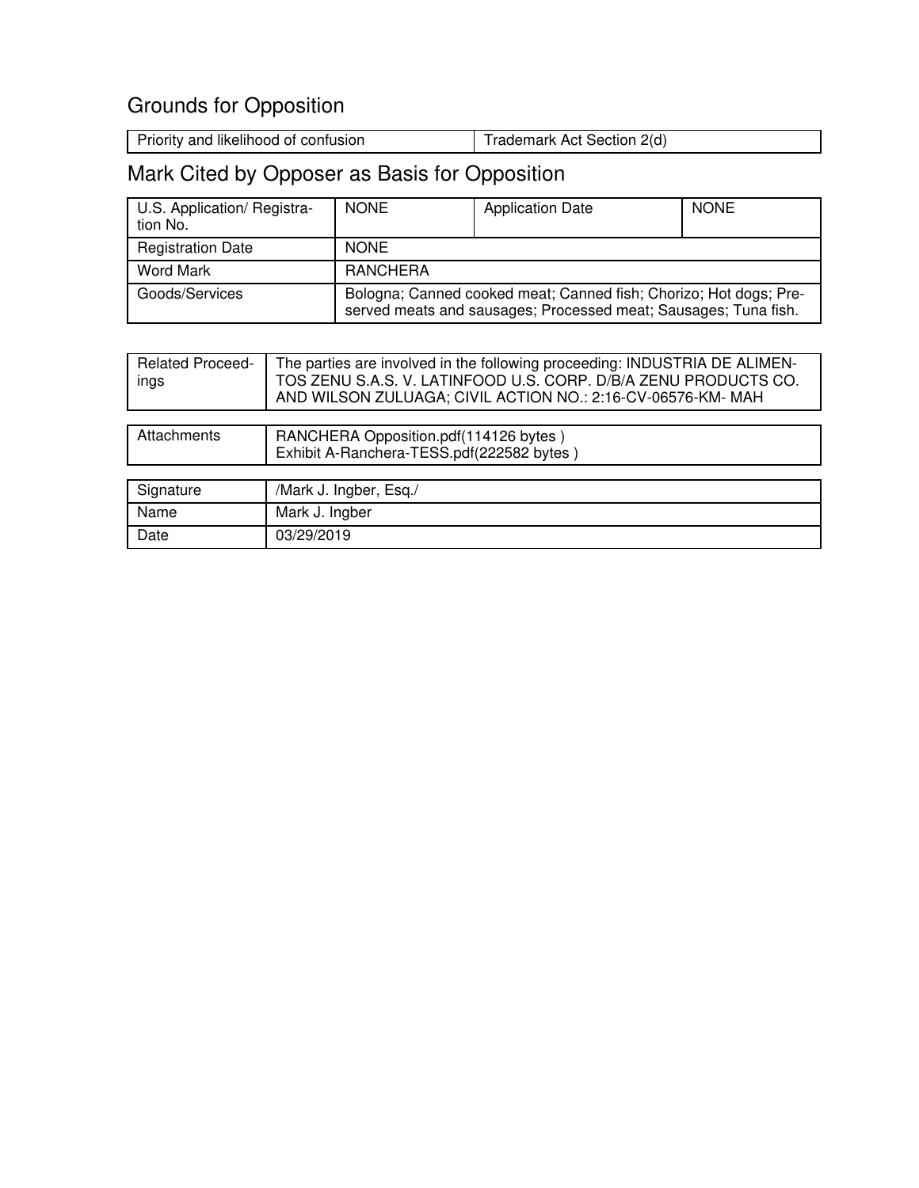## Grounds for Opposition

| Priority and likelihood of confusion | Trademark Act Section 2(d) |
|---|---|

## Mark Cited by Opposer as Basis for Opposition

| U.S. Application/ Registration No. | NONE | Application Date | NONE |
|---|---|---|---|
| Registration Date | NONE | | |
| Word Mark | RANCHERA | | |
| Goods/Services | Bologna; Canned cooked meat; Canned fish; Chorizo; Hot dogs; Preserved meats and sausages; Processed meat; Sausages; Tuna fish. | | |

| Related Proceedings | The parties are involved in the following proceeding: INDUSTRIA DE ALIMENTOS ZENU S.A.S. V. LATINFOOD U.S. CORP. D/B/A ZENU PRODUCTS CO. AND WILSON ZULUAGA; CIVIL ACTION NO.: 2:16-CV-06576-KM- MAH |
|---|---|

| Attachments | RANCHERA Opposition.pdf(114126 bytes )<br>Exhibit A-Ranchera-TESS.pdf(222582 bytes ) |
|---|---|

| Signature | /Mark J. Ingber, Esq./ |
|---|---|
| Name | Mark J. Ingber |
| Date | 03/29/2019 |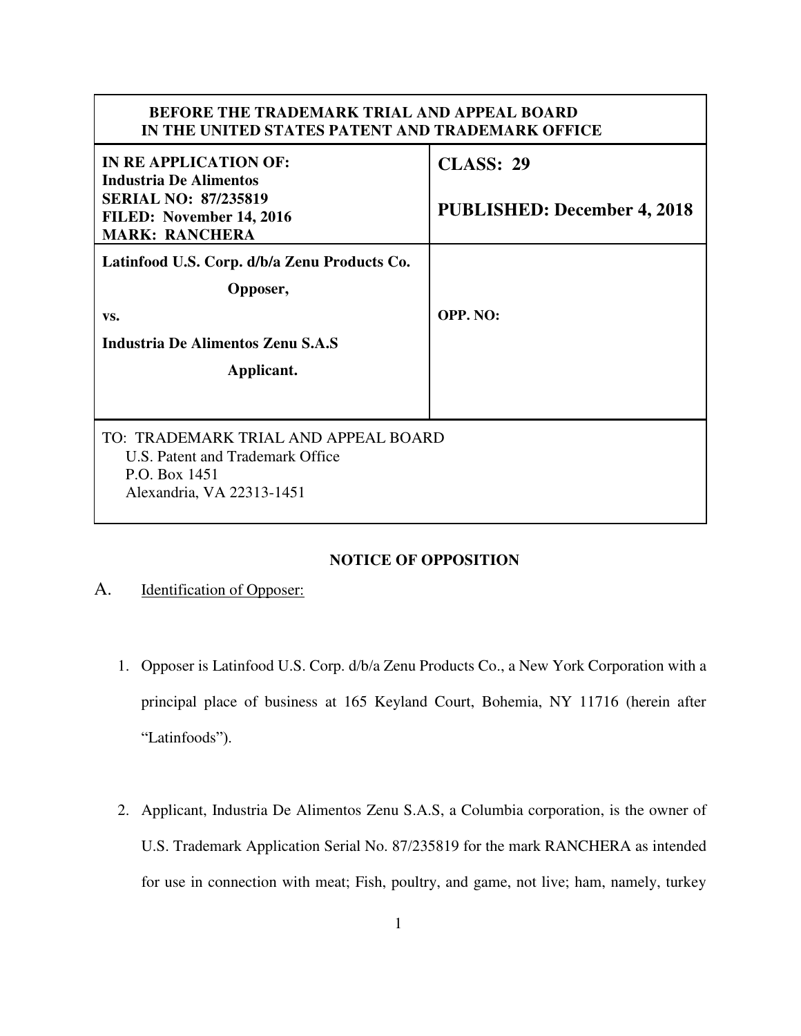| BEFORE THE TRADEMARK TRIAL AND APPEAL BOARD IN THE UNITED STATES PATENT AND TRADEMARK OFFICE | |
|---|---|
| **IN RE APPLICATION OF: Industria De Alimentos SERIAL NO: 87/235819 FILED: November 14, 2016 MARK: RANCHERA** | **CLASS: 29** **PUBLISHED: December 4, 2018** |
| **Latinfood U.S. Corp. d/b/a Zenu Products Co.** **Opposer,** **vs.** **Industria De Alimentos Zenu S.A.S** **Applicant.** | **OPP. NO:** |
| TO: TRADEMARK TRIAL AND APPEAL BOARD U.S. Patent and Trademark Office P.O. Box 1451 Alexandria, VA 22313-1451 | |

## NOTICE OF OPPOSITION

A. Identification of Opposer:

1. Opposer is Latinfood U.S. Corp. d/b/a Zenu Products Co., a New York Corporation with a principal place of business at 165 Keyland Court, Bohemia, NY 11716 (herein after "Latinfoods").

2. Applicant, Industria De Alimentos Zenu S.A.S, a Columbia corporation, is the owner of U.S. Trademark Application Serial No. 87/235819 for the mark RANCHERA as intended for use in connection with meat; Fish, poultry, and game, not live; ham, namely, turkey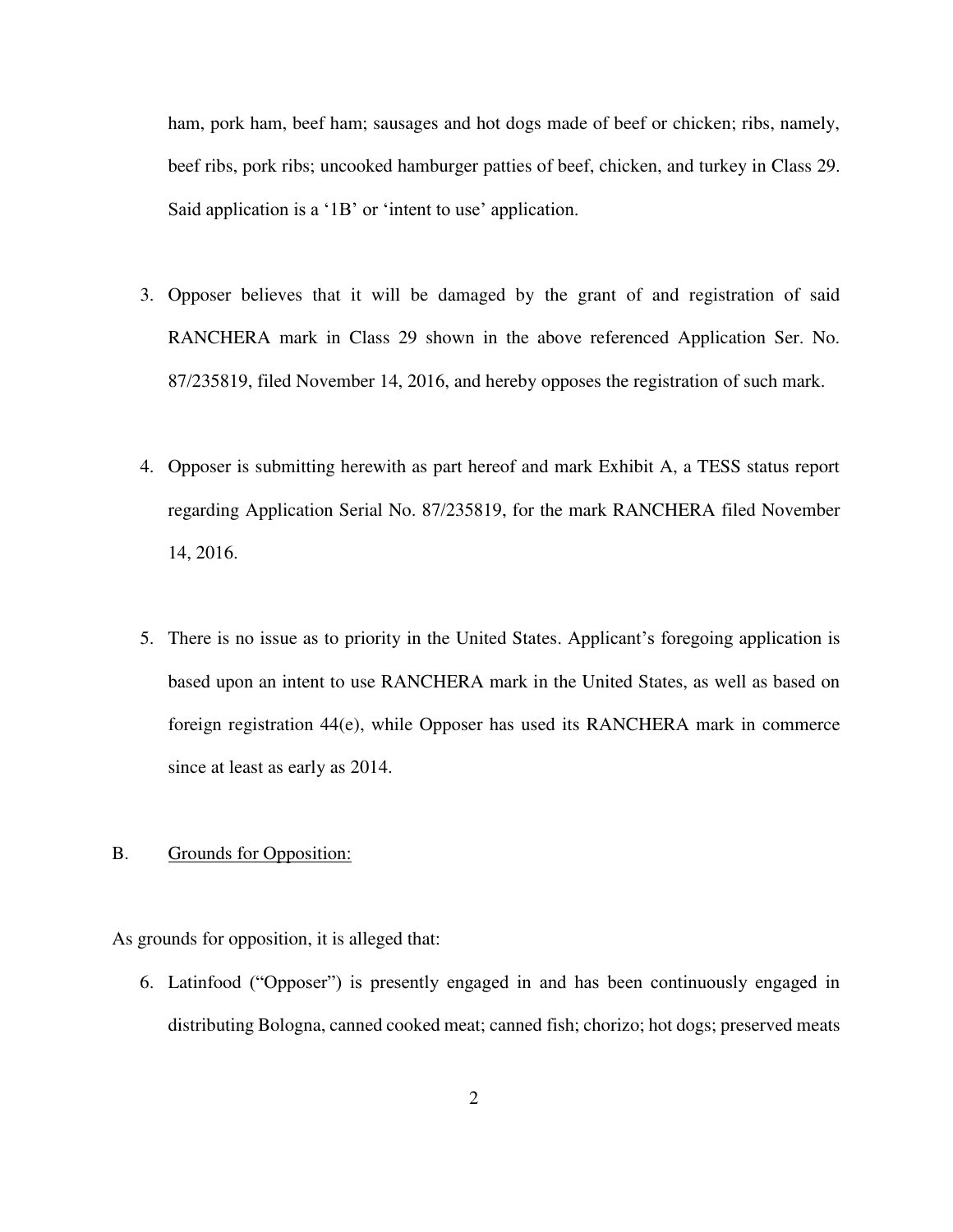ham, pork ham, beef ham; sausages and hot dogs made of beef or chicken; ribs, namely, beef ribs, pork ribs; uncooked hamburger patties of beef, chicken, and turkey in Class 29. Said application is a '1B' or 'intent to use' application.

3. Opposer believes that it will be damaged by the grant of and registration of said RANCHERA mark in Class 29 shown in the above referenced Application Ser. No. 87/235819, filed November 14, 2016, and hereby opposes the registration of such mark.

4. Opposer is submitting herewith as part hereof and mark Exhibit A, a TESS status report regarding Application Serial No. 87/235819, for the mark RANCHERA filed November 14, 2016.

5. There is no issue as to priority in the United States. Applicant's foregoing application is based upon an intent to use RANCHERA mark in the United States, as well as based on foreign registration 44(e), while Opposer has used its RANCHERA mark in commerce since at least as early as 2014.

B. <u>Grounds for Opposition:</u>

As grounds for opposition, it is alleged that:

6. Latinfood ("Opposer") is presently engaged in and has been continuously engaged in distributing Bologna, canned cooked meat; canned fish; chorizo; hot dogs; preserved meats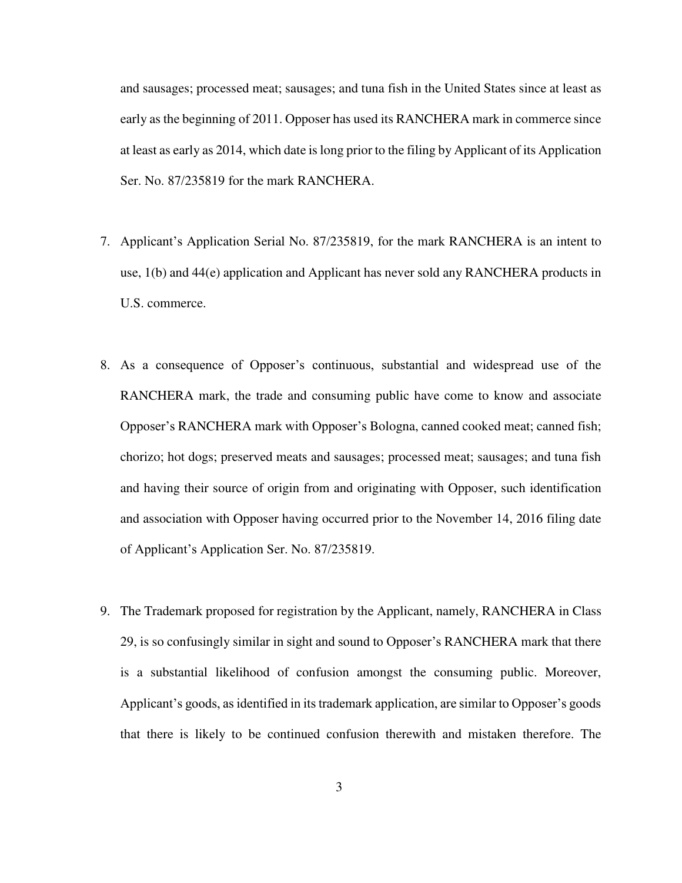and sausages; processed meat; sausages; and tuna fish in the United States since at least as early as the beginning of 2011. Opposer has used its RANCHERA mark in commerce since at least as early as 2014, which date is long prior to the filing by Applicant of its Application Ser. No. 87/235819 for the mark RANCHERA.

7. Applicant's Application Serial No. 87/235819, for the mark RANCHERA is an intent to use, 1(b) and 44(e) application and Applicant has never sold any RANCHERA products in U.S. commerce.

8. As a consequence of Opposer's continuous, substantial and widespread use of the RANCHERA mark, the trade and consuming public have come to know and associate Opposer's RANCHERA mark with Opposer's Bologna, canned cooked meat; canned fish; chorizo; hot dogs; preserved meats and sausages; processed meat; sausages; and tuna fish and having their source of origin from and originating with Opposer, such identification and association with Opposer having occurred prior to the November 14, 2016 filing date of Applicant's Application Ser. No. 87/235819.

9. The Trademark proposed for registration by the Applicant, namely, RANCHERA in Class 29, is so confusingly similar in sight and sound to Opposer's RANCHERA mark that there is a substantial likelihood of confusion amongst the consuming public. Moreover, Applicant's goods, as identified in its trademark application, are similar to Opposer's goods that there is likely to be continued confusion therewith and mistaken therefore. The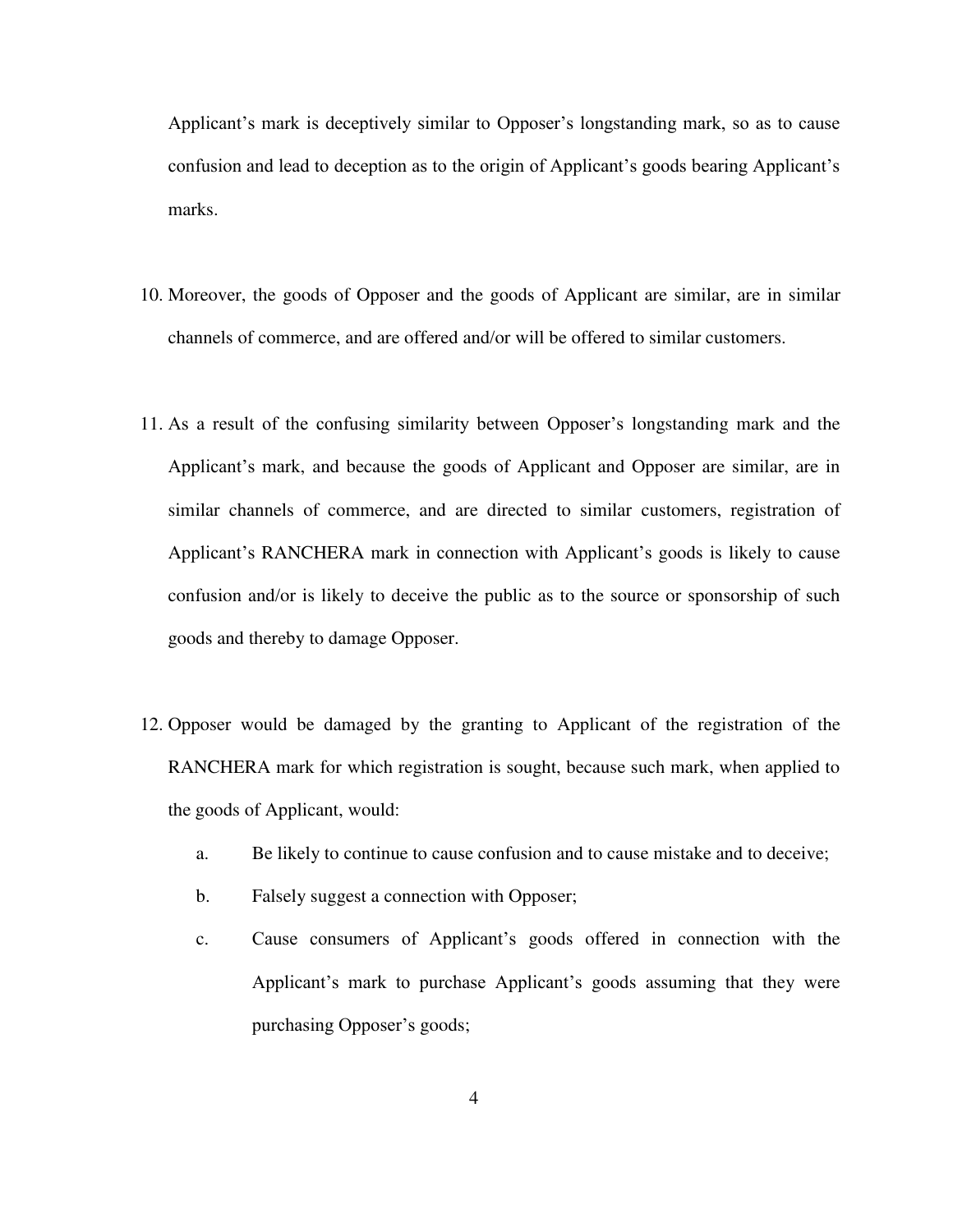Applicant's mark is deceptively similar to Opposer's longstanding mark, so as to cause confusion and lead to deception as to the origin of Applicant's goods bearing Applicant's marks.

10. Moreover, the goods of Opposer and the goods of Applicant are similar, are in similar channels of commerce, and are offered and/or will be offered to similar customers.

11. As a result of the confusing similarity between Opposer's longstanding mark and the Applicant's mark, and because the goods of Applicant and Opposer are similar, are in similar channels of commerce, and are directed to similar customers, registration of Applicant's RANCHERA mark in connection with Applicant's goods is likely to cause confusion and/or is likely to deceive the public as to the source or sponsorship of such goods and thereby to damage Opposer.

12. Opposer would be damaged by the granting to Applicant of the registration of the RANCHERA mark for which registration is sought, because such mark, when applied to the goods of Applicant, would:

    a. Be likely to continue to cause confusion and to cause mistake and to deceive;

    b. Falsely suggest a connection with Opposer;

    c. Cause consumers of Applicant's goods offered in connection with the Applicant's mark to purchase Applicant's goods assuming that they were purchasing Opposer's goods;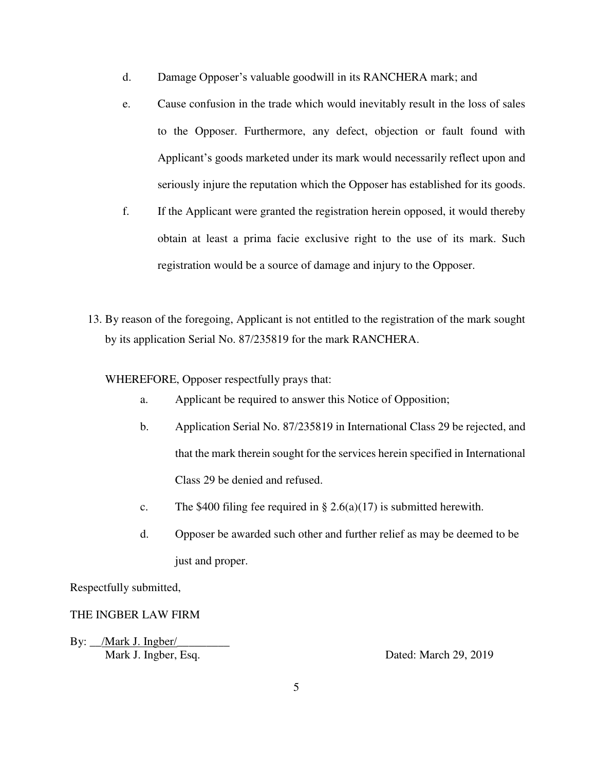d. Damage Opposer's valuable goodwill in its RANCHERA mark; and

e. Cause confusion in the trade which would inevitably result in the loss of sales to the Opposer. Furthermore, any defect, objection or fault found with Applicant's goods marketed under its mark would necessarily reflect upon and seriously injure the reputation which the Opposer has established for its goods.

f. If the Applicant were granted the registration herein opposed, it would thereby obtain at least a prima facie exclusive right to the use of its mark. Such registration would be a source of damage and injury to the Opposer.

13. By reason of the foregoing, Applicant is not entitled to the registration of the mark sought by its application Serial No. 87/235819 for the mark RANCHERA.

WHEREFORE, Opposer respectfully prays that:

a. Applicant be required to answer this Notice of Opposition;

b. Application Serial No. 87/235819 in International Class 29 be rejected, and that the mark therein sought for the services herein specified in International Class 29 be denied and refused.

c. The $400 filing fee required in § 2.6(a)(17) is submitted herewith.

d. Opposer be awarded such other and further relief as may be deemed to be just and proper.

Respectfully submitted,

THE INGBER LAW FIRM

By: __/Mark J. Ingber/_________
Mark J. Ingber, Esq.

Dated: March 29, 2019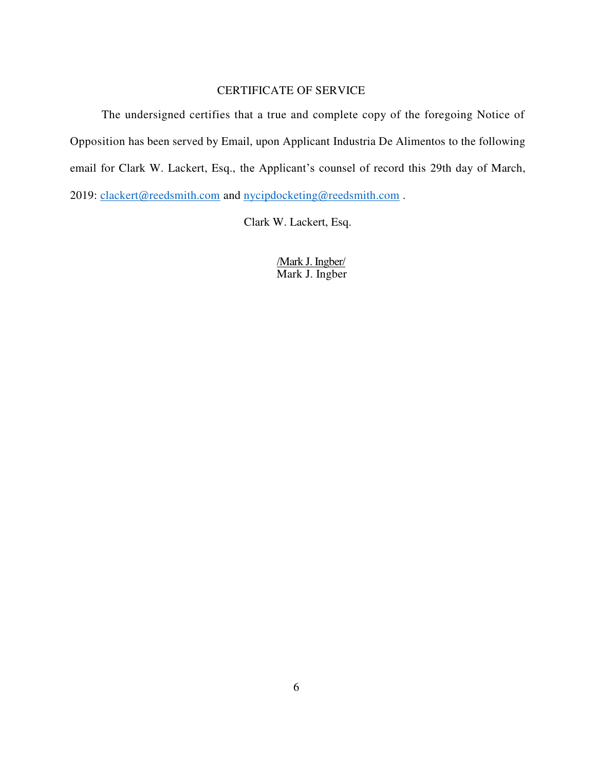CERTIFICATE OF SERVICE

The undersigned certifies that a true and complete copy of the foregoing Notice of Opposition has been served by Email, upon Applicant Industria De Alimentos to the following email for Clark W. Lackert, Esq., the Applicant's counsel of record this 29th day of March, 2019: clackert@reedsmith.com and nycipdocketing@reedsmith.com .

Clark W. Lackert, Esq.

/Mark J. Ingber/
Mark J. Ingber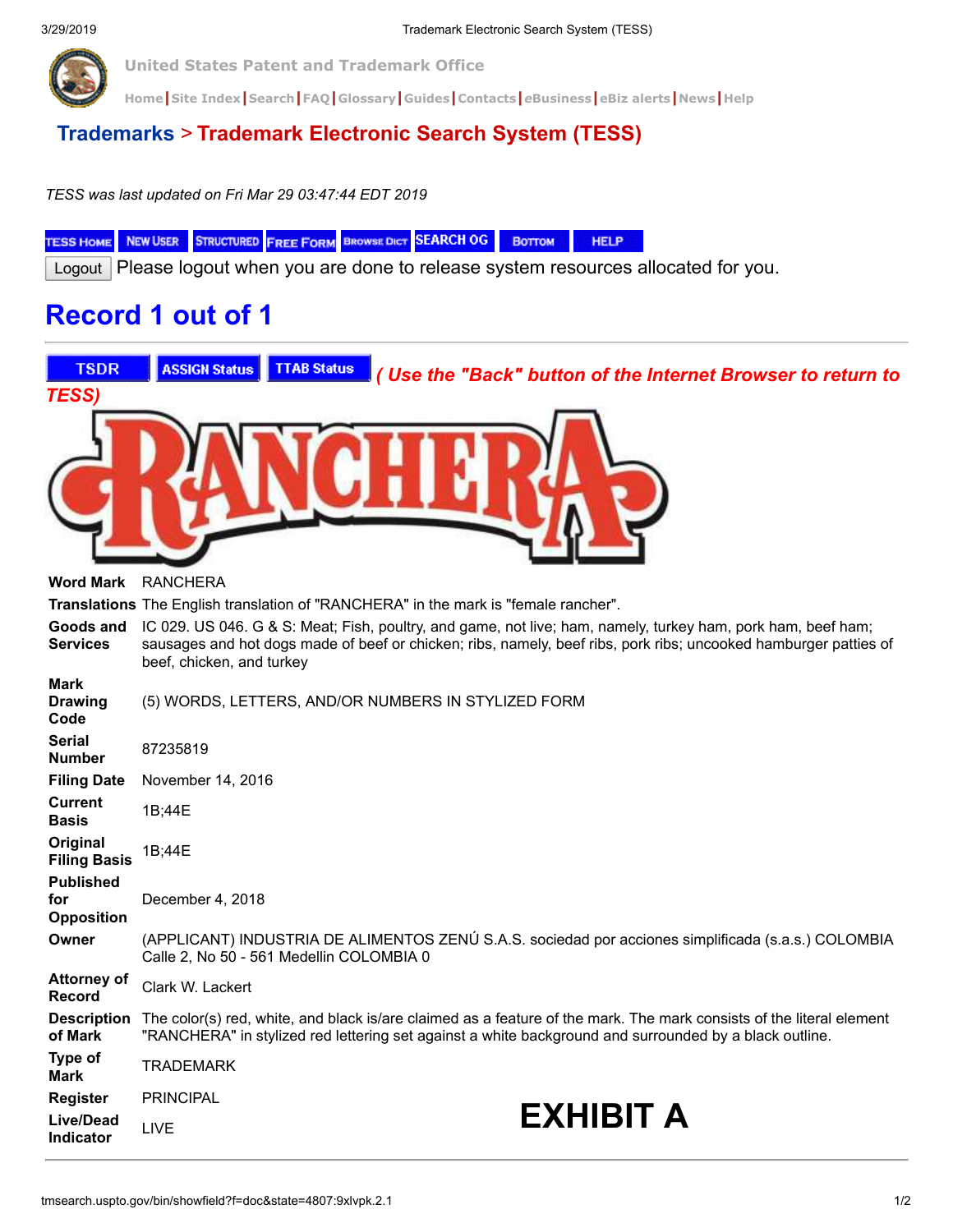United States Patent and Trademark Office

Home | Site Index | Search | FAQ | Glossary | Guides | Contacts | eBusiness | eBiz alerts | News | Help

# Trademarks > Trademark Electronic Search System (TESS)

*TESS was last updated on Fri Mar 29 03:47:44 EDT 2019*

TESS HOME | NEW USER | STRUCTURED | FREE FORM | BROWSE DICT | SEARCH OG | BOTTOM | HELP

Logout Please logout when you are done to release system resources allocated for you.

## Record 1 out of 1

TSDR | ASSIGN Status | TTAB Status *( Use the "Back" button of the Internet Browser to return to TESS)*

RANCHERA

| | |
|---|---|
| **Word Mark** | RANCHERA |
| **Translations** | The English translation of "RANCHERA" in the mark is "female rancher". |
| **Goods and Services** | IC 029. US 046. G & S: Meat; Fish, poultry, and game, not live; ham, namely, turkey ham, pork ham, beef ham; sausages and hot dogs made of beef or chicken; ribs, namely, beef ribs, pork ribs; uncooked hamburger patties of beef, chicken, and turkey |
| **Mark Drawing Code** | (5) WORDS, LETTERS, AND/OR NUMBERS IN STYLIZED FORM |
| **Serial Number** | 87235819 |
| **Filing Date** | November 14, 2016 |
| **Current Basis** | 1B;44E |
| **Original Filing Basis** | 1B;44E |
| **Published for Opposition** | December 4, 2018 |
| **Owner** | (APPLICANT) INDUSTRIA DE ALIMENTOS ZENÚ S.A.S. sociedad por acciones simplificada (s.a.s.) COLOMBIA Calle 2, No 50 - 561 Medellin COLOMBIA 0 |
| **Attorney of Record** | Clark W. Lackert |
| **Description of Mark** | The color(s) red, white, and black is/are claimed as a feature of the mark. The mark consists of the literal element "RANCHERA" in stylized red lettering set against a white background and surrounded by a black outline. |
| **Type of Mark** | TRADEMARK |
| **Register** | PRINCIPAL |
| **Live/Dead Indicator** | LIVE |

**EXHIBIT A**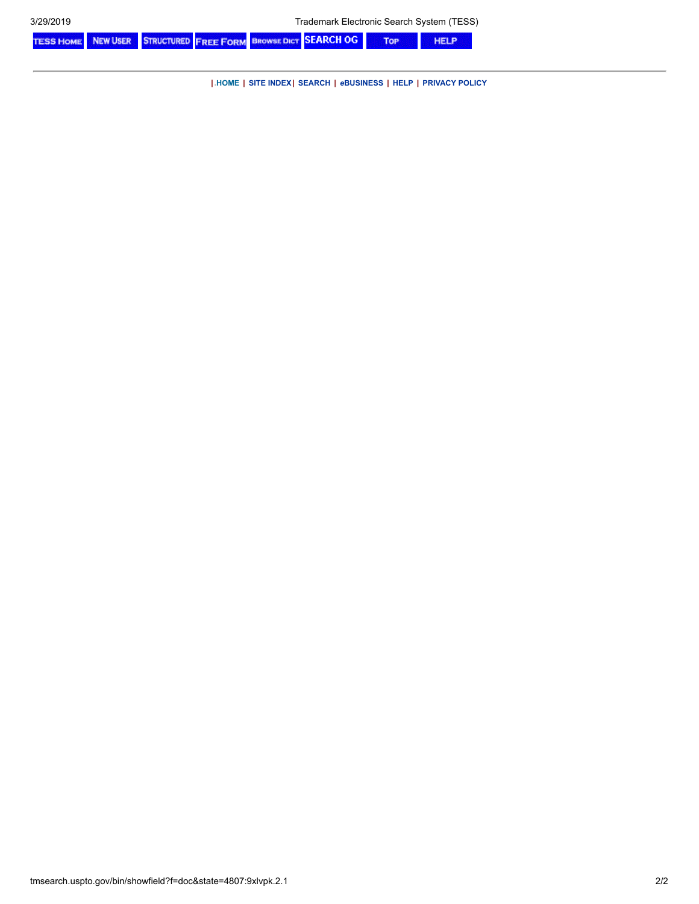TESS HOME | NEW USER | STRUCTURED | FREE FORM | BROWSE DICT | SEARCH OG | TOP | HELP

---

| HOME | SITE INDEX | SEARCH | eBUSINESS | HELP | PRIVACY POLICY